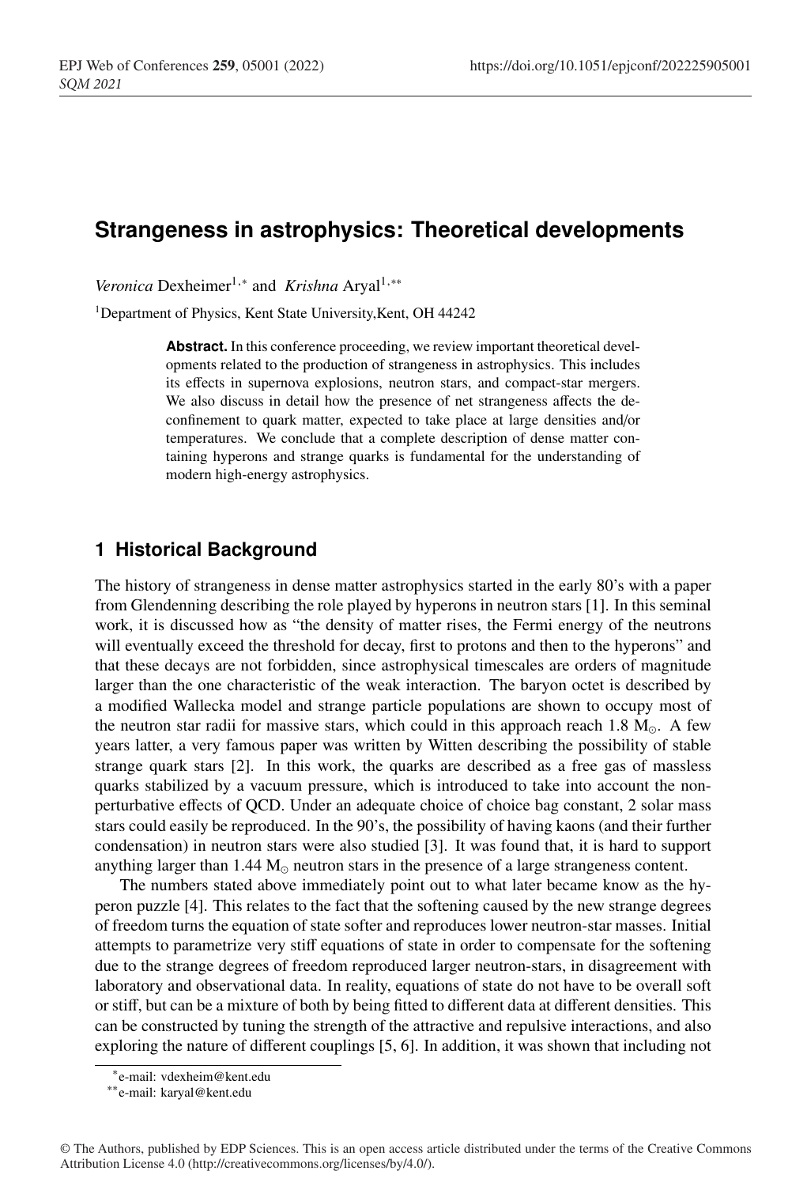# Strangeness in astrophysics: Theoretical developments

*Veronica* Dexheimer[1,*] and *Krishna* Aryal[1,**]

[1]Department of Physics, Kent State University,Kent, OH 44242

**Abstract.** In this conference proceeding, we review important theoretical developments related to the production of strangeness in astrophysics. This includes its effects in supernova explosions, neutron stars, and compact-star mergers. We also discuss in detail how the presence of net strangeness affects the deconfinement to quark matter, expected to take place at large densities and/or temperatures. We conclude that a complete description of dense matter containing hyperons and strange quarks is fundamental for the understanding of modern high-energy astrophysics.

## 1 Historical Background

The history of strangeness in dense matter astrophysics started in the early 80's with a paper from Glendenning describing the role played by hyperons in neutron stars [1]. In this seminal work, it is discussed how as "the density of matter rises, the Fermi energy of the neutrons will eventually exceed the threshold for decay, first to protons and then to the hyperons" and that these decays are not forbidden, since astrophysical timescales are orders of magnitude larger than the one characteristic of the weak interaction. The baryon octet is described by a modified Wallecka model and strange particle populations are shown to occupy most of the neutron star radii for massive stars, which could in this approach reach 1.8 $M_{\odot}$. A few years latter, a very famous paper was written by Witten describing the possibility of stable strange quark stars [2]. In this work, the quarks are described as a free gas of massless quarks stabilized by a vacuum pressure, which is introduced to take into account the non-perturbative effects of QCD. Under an adequate choice of choice bag constant, 2 solar mass stars could easily be reproduced. In the 90's, the possibility of having kaons (and their further condensation) in neutron stars were also studied [3]. It was found that, it is hard to support anything larger than 1.44 $M_{\odot}$ neutron stars in the presence of a large strangeness content.

The numbers stated above immediately point out to what later became know as the hyperon puzzle [4]. This relates to the fact that the softening caused by the new strange degrees of freedom turns the equation of state softer and reproduces lower neutron-star masses. Initial attempts to parametrize very stiff equations of state in order to compensate for the softening due to the strange degrees of freedom reproduced larger neutron-stars, in disagreement with laboratory and observational data. In reality, equations of state do not have to be overall soft or stiff, but can be a mixture of both by being fitted to different data at different densities. This can be constructed by tuning the strength of the attractive and repulsive interactions, and also exploring the nature of different couplings [5, 6]. In addition, it was shown that including not

*e-mail: vdexheim@kent.edu

**e-mail: karyal@kent.edu

© The Authors, published by EDP Sciences. This is an open access article distributed under the terms of the Creative Commons Attribution License 4.0 (http://creativecommons.org/licenses/by/4.0/).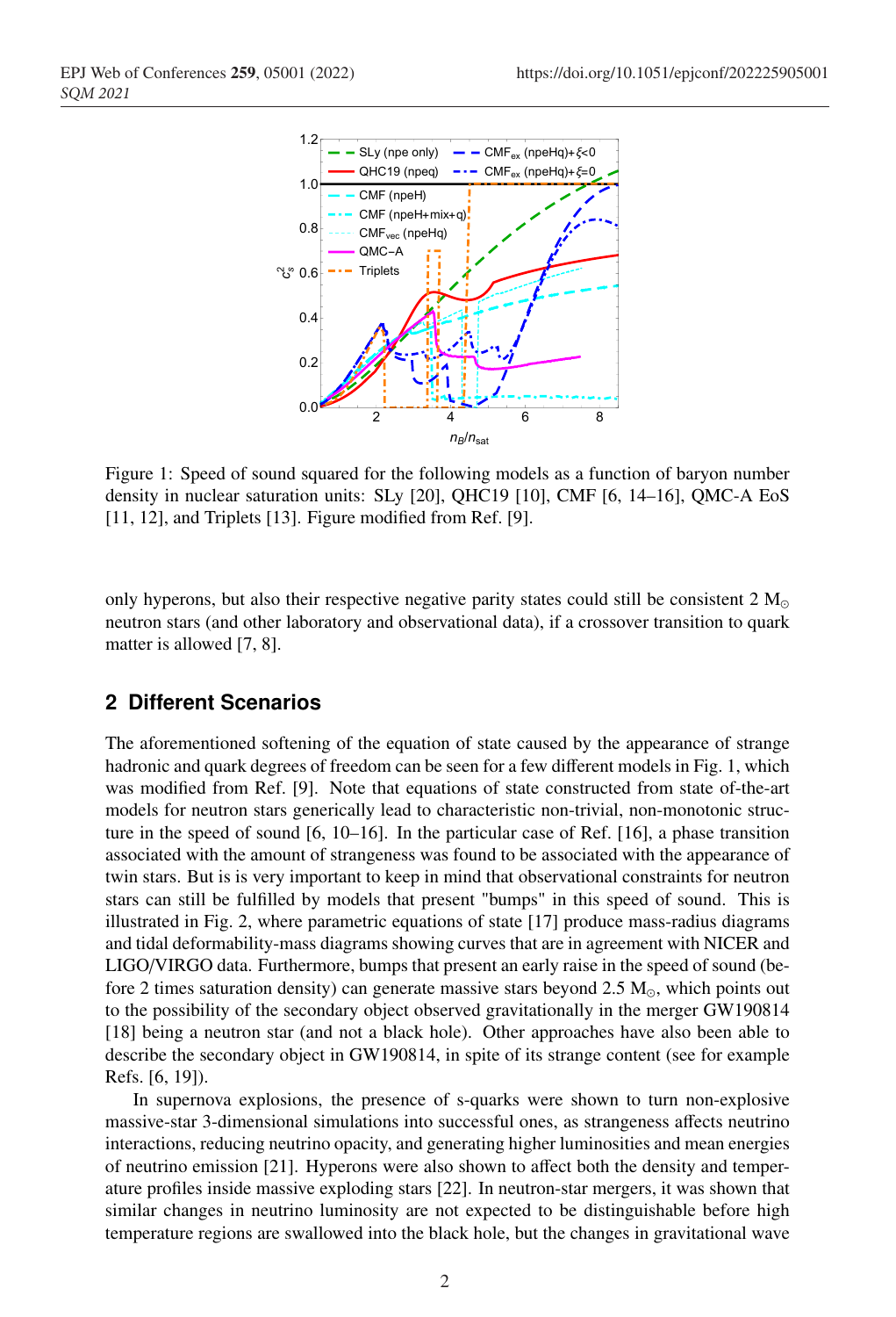Figure 1: Speed of sound squared for the following models as a function of baryon number density in nuclear saturation units: SLy [20], QHC19 [10], CMF [6, 14–16], QMC-A EoS [11, 12], and Triplets [13]. Figure modified from Ref. [9].

only hyperons, but also their respective negative parity states could still be consistent 2 $M_\odot$ neutron stars (and other laboratory and observational data), if a crossover transition to quark matter is allowed [7, 8].

## 2 Different Scenarios

The aforementioned softening of the equation of state caused by the appearance of strange hadronic and quark degrees of freedom can be seen for a few different models in Fig. 1, which was modified from Ref. [9]. Note that equations of state constructed from state of-the-art models for neutron stars generically lead to characteristic non-trivial, non-monotonic structure in the speed of sound [6, 10–16]. In the particular case of Ref. [16], a phase transition associated with the amount of strangeness was found to be associated with the appearance of twin stars. But is is very important to keep in mind that observational constraints for neutron stars can still be fulfilled by models that present "bumps" in this speed of sound. This is illustrated in Fig. 2, where parametric equations of state [17] produce mass-radius diagrams and tidal deformability-mass diagrams showing curves that are in agreement with NICER and LIGO/VIRGO data. Furthermore, bumps that present an early raise in the speed of sound (before 2 times saturation density) can generate massive stars beyond 2.5 $M_\odot$, which points out to the possibility of the secondary object observed gravitationally in the merger GW190814 [18] being a neutron star (and not a black hole). Other approaches have also been able to describe the secondary object in GW190814, in spite of its strange content (see for example Refs. [6, 19]).

In supernova explosions, the presence of s-quarks were shown to turn non-explosive massive-star 3-dimensional simulations into successful ones, as strangeness affects neutrino interactions, reducing neutrino opacity, and generating higher luminosities and mean energies of neutrino emission [21]. Hyperons were also shown to affect both the density and temperature profiles inside massive exploding stars [22]. In neutron-star mergers, it was shown that similar changes in neutrino luminosity are not expected to be distinguishable before high temperature regions are swallowed into the black hole, but the changes in gravitational wave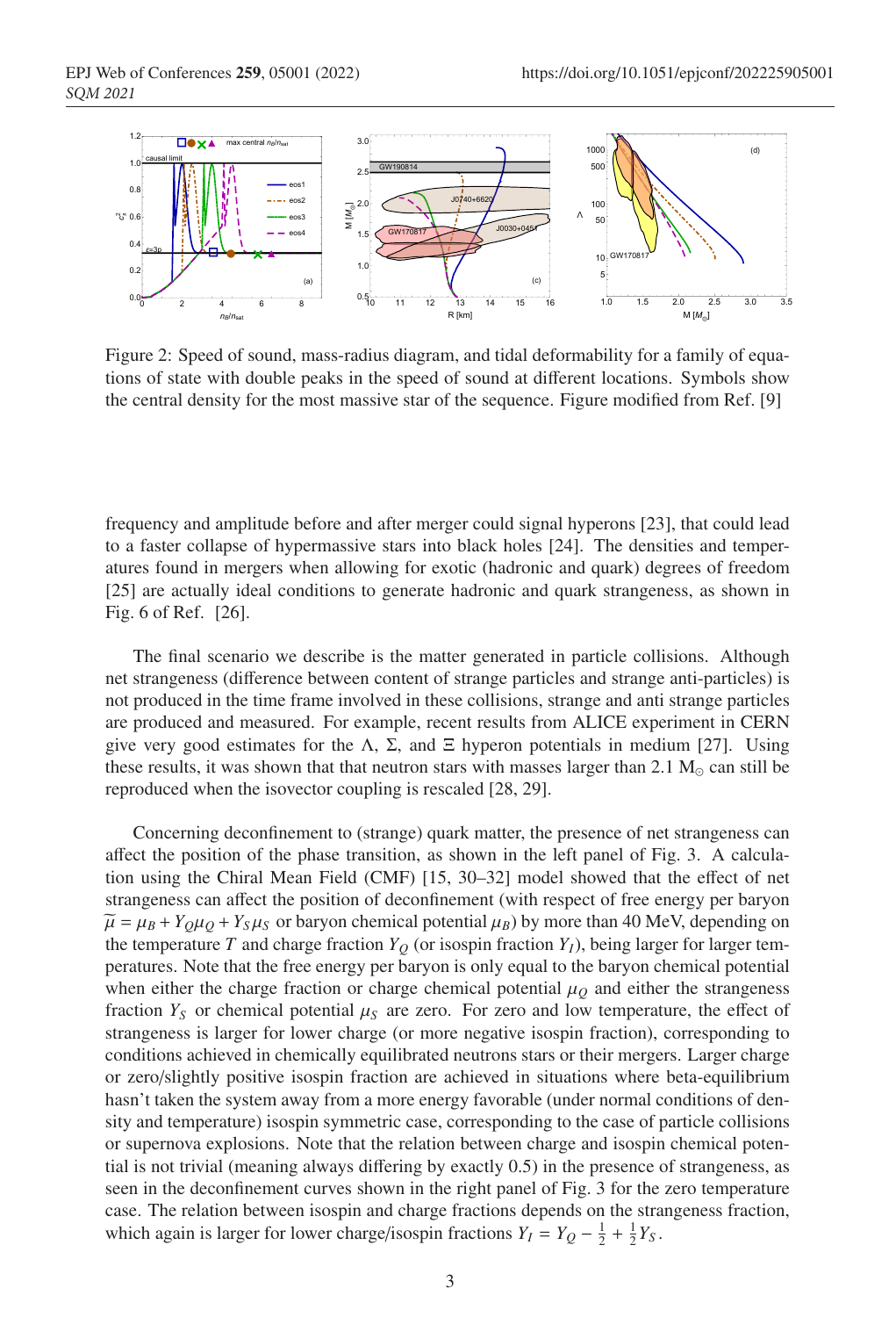Figure 2: Speed of sound, mass-radius diagram, and tidal deformability for a family of equations of state with double peaks in the speed of sound at different locations. Symbols show the central density for the most massive star of the sequence. Figure modified from Ref. [9]

frequency and amplitude before and after merger could signal hyperons [23], that could lead to a faster collapse of hypermassive stars into black holes [24]. The densities and temperatures found in mergers when allowing for exotic (hadronic and quark) degrees of freedom [25] are actually ideal conditions to generate hadronic and quark strangeness, as shown in Fig. 6 of Ref. [26].

The final scenario we describe is the matter generated in particle collisions. Although net strangeness (difference between content of strange particles and strange anti-particles) is not produced in the time frame involved in these collisions, strange and anti strange particles are produced and measured. For example, recent results from ALICE experiment in CERN give very good estimates for the $\Lambda$, $\Sigma$, and $\Xi$ hyperon potentials in medium [27]. Using these results, it was shown that that neutron stars with masses larger than 2.1 $M_\odot$ can still be reproduced when the isovector coupling is rescaled [28, 29].

Concerning deconfinement to (strange) quark matter, the presence of net strangeness can affect the position of the phase transition, as shown in the left panel of Fig. 3. A calculation using the Chiral Mean Field (CMF) [15, 30–32] model showed that the effect of net strangeness can affect the position of deconfinement (with respect of free energy per baryon $\widetilde{\mu} = \mu_B + Y_Q\mu_Q + Y_S\mu_S$ or baryon chemical potential $\mu_B$) by more than 40 MeV, depending on the temperature $T$ and charge fraction $Y_Q$ (or isospin fraction $Y_I$), being larger for larger temperatures. Note that the free energy per baryon is only equal to the baryon chemical potential when either the charge fraction or charge chemical potential $\mu_Q$ and either the strangeness fraction $Y_S$ or chemical potential $\mu_S$ are zero. For zero and low temperature, the effect of strangeness is larger for lower charge (or more negative isospin fraction), corresponding to conditions achieved in chemically equilibrated neutrons stars or their mergers. Larger charge or zero/slightly positive isospin fraction are achieved in situations where beta-equilibrium hasn't taken the system away from a more energy favorable (under normal conditions of density and temperature) isospin symmetric case, corresponding to the case of particle collisions or supernova explosions. Note that the relation between charge and isospin chemical potential is not trivial (meaning always differing by exactly 0.5) in the presence of strangeness, as seen in the deconfinement curves shown in the right panel of Fig. 3 for the zero temperature case. The relation between isospin and charge fractions depends on the strangeness fraction, which again is larger for lower charge/isospin fractions $Y_I = Y_Q - \frac{1}{2} + \frac{1}{2}Y_S$.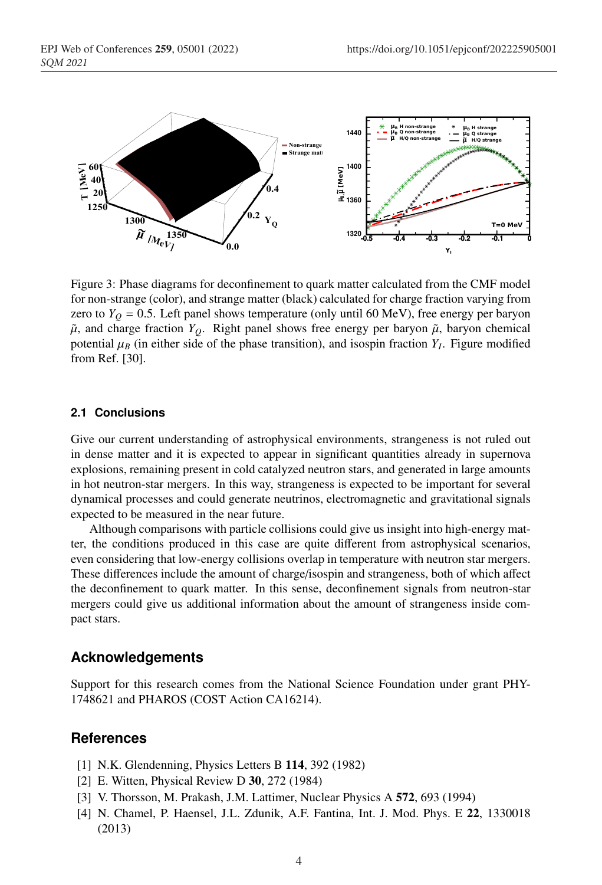Figure 3: Phase diagrams for deconfinement to quark matter calculated from the CMF model for non-strange (color), and strange matter (black) calculated for charge fraction varying from zero to $Y_Q = 0.5$. Left panel shows temperature (only until 60 MeV), free energy per baryon $\tilde{\mu}$, and charge fraction $Y_Q$. Right panel shows free energy per baryon $\tilde{\mu}$, baryon chemical potential $\mu_B$ (in either side of the phase transition), and isospin fraction $Y_I$. Figure modified from Ref. [30].

### 2.1 Conclusions

Give our current understanding of astrophysical environments, strangeness is not ruled out in dense matter and it is expected to appear in significant quantities already in supernova explosions, remaining present in cold catalyzed neutron stars, and generated in large amounts in hot neutron-star mergers. In this way, strangeness is expected to be important for several dynamical processes and could generate neutrinos, electromagnetic and gravitational signals expected to be measured in the near future.

Although comparisons with particle collisions could give us insight into high-energy matter, the conditions produced in this case are quite different from astrophysical scenarios, even considering that low-energy collisions overlap in temperature with neutron star mergers. These differences include the amount of charge/isospin and strangeness, both of which affect the deconfinement to quark matter. In this sense, deconfinement signals from neutron-star mergers could give us additional information about the amount of strangeness inside compact stars.

## Acknowledgements

Support for this research comes from the National Science Foundation under grant PHY-1748621 and PHAROS (COST Action CA16214).

## References

[1] N.K. Glendenning, Physics Letters B **114**, 392 (1982)

[2] E. Witten, Physical Review D **30**, 272 (1984)

[3] V. Thorsson, M. Prakash, J.M. Lattimer, Nuclear Physics A **572**, 693 (1994)

[4] N. Chamel, P. Haensel, J.L. Zdunik, A.F. Fantina, Int. J. Mod. Phys. E **22**, 1330018 (2013)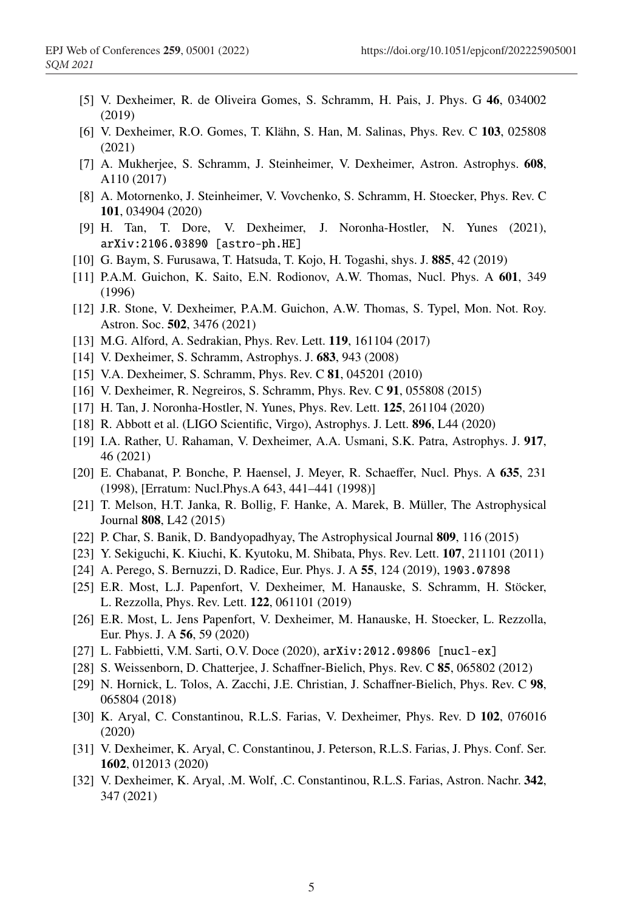[5] V. Dexheimer, R. de Oliveira Gomes, S. Schramm, H. Pais, J. Phys. G **46**, 034002 (2019)

[6] V. Dexheimer, R.O. Gomes, T. Klähn, S. Han, M. Salinas, Phys. Rev. C **103**, 025808 (2021)

[7] A. Mukherjee, S. Schramm, J. Steinheimer, V. Dexheimer, Astron. Astrophys. **608**, A110 (2017)

[8] A. Motornenko, J. Steinheimer, V. Vovchenko, S. Schramm, H. Stoecker, Phys. Rev. C **101**, 034904 (2020)

[9] H. Tan, T. Dore, V. Dexheimer, J. Noronha-Hostler, N. Yunes (2021), `arXiv:2106.03890 [astro-ph.HE]`

[10] G. Baym, S. Furusawa, T. Hatsuda, T. Kojo, H. Togashi, shys. J. **885**, 42 (2019)

[11] P.A.M. Guichon, K. Saito, E.N. Rodionov, A.W. Thomas, Nucl. Phys. A **601**, 349 (1996)

[12] J.R. Stone, V. Dexheimer, P.A.M. Guichon, A.W. Thomas, S. Typel, Mon. Not. Roy. Astron. Soc. **502**, 3476 (2021)

[13] M.G. Alford, A. Sedrakian, Phys. Rev. Lett. **119**, 161104 (2017)

[14] V. Dexheimer, S. Schramm, Astrophys. J. **683**, 943 (2008)

[15] V.A. Dexheimer, S. Schramm, Phys. Rev. C **81**, 045201 (2010)

[16] V. Dexheimer, R. Negreiros, S. Schramm, Phys. Rev. C **91**, 055808 (2015)

[17] H. Tan, J. Noronha-Hostler, N. Yunes, Phys. Rev. Lett. **125**, 261104 (2020)

[18] R. Abbott et al. (LIGO Scientific, Virgo), Astrophys. J. Lett. **896**, L44 (2020)

[19] I.A. Rather, U. Rahaman, V. Dexheimer, A.A. Usmani, S.K. Patra, Astrophys. J. **917**, 46 (2021)

[20] E. Chabanat, P. Bonche, P. Haensel, J. Meyer, R. Schaeffer, Nucl. Phys. A **635**, 231 (1998), [Erratum: Nucl.Phys.A 643, 441–441 (1998)]

[21] T. Melson, H.T. Janka, R. Bollig, F. Hanke, A. Marek, B. Müller, The Astrophysical Journal **808**, L42 (2015)

[22] P. Char, S. Banik, D. Bandyopadhyay, The Astrophysical Journal **809**, 116 (2015)

[23] Y. Sekiguchi, K. Kiuchi, K. Kyutoku, M. Shibata, Phys. Rev. Lett. **107**, 211101 (2011)

[24] A. Perego, S. Bernuzzi, D. Radice, Eur. Phys. J. A **55**, 124 (2019), `1903.07898`

[25] E.R. Most, L.J. Papenfort, V. Dexheimer, M. Hanauske, S. Schramm, H. Stöcker, L. Rezzolla, Phys. Rev. Lett. **122**, 061101 (2019)

[26] E.R. Most, L. Jens Papenfort, V. Dexheimer, M. Hanauske, H. Stoecker, L. Rezzolla, Eur. Phys. J. A **56**, 59 (2020)

[27] L. Fabbietti, V.M. Sarti, O.V. Doce (2020), `arXiv:2012.09806 [nucl-ex]`

[28] S. Weissenborn, D. Chatterjee, J. Schaffner-Bielich, Phys. Rev. C **85**, 065802 (2012)

[29] N. Hornick, L. Tolos, A. Zacchi, J.E. Christian, J. Schaffner-Bielich, Phys. Rev. C **98**, 065804 (2018)

[30] K. Aryal, C. Constantinou, R.L.S. Farias, V. Dexheimer, Phys. Rev. D **102**, 076016 (2020)

[31] V. Dexheimer, K. Aryal, C. Constantinou, J. Peterson, R.L.S. Farias, J. Phys. Conf. Ser. **1602**, 012013 (2020)

[32] V. Dexheimer, K. Aryal, .M. Wolf, .C. Constantinou, R.L.S. Farias, Astron. Nachr. **342**, 347 (2021)